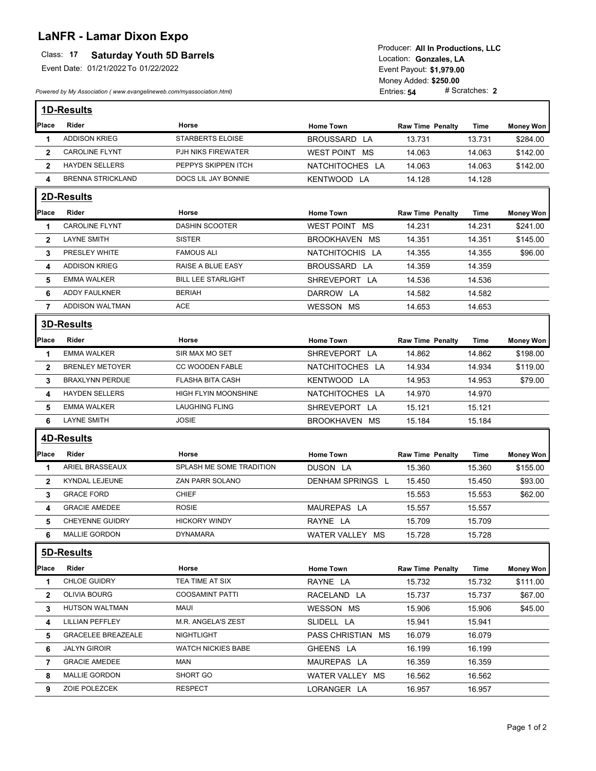# LaNFR - Lamar Dixon Expo

Class: **17** **Saturday Youth 5D Barrels**

Event Date: 01/21/2022 To 01/22/2022

*Powered by My Association ( www.evangelineweb.com/myassociation.html)*

Producer: **All In Productions, LLC**
Location: **Gonzales, LA**
Event Payout: **$1,979.00**
Money Added: **$250.00**
Entries: **54** # Scratches: **2**

## 1D-Results

| Place | Rider | Horse | Home Town | Raw Time | Penalty | Time | Money Won |
|---|---|---|---|---|---|---|---|
| 1 | ADDISON KRIEG | STARBERTS ELOISE | BROUSSARD LA | 13.731 | | 13.731 | $284.00 |
| 2 | CAROLINE FLYNT | PJH NIKS FIREWATER | WEST POINT MS | 14.063 | | 14.063 | $142.00 |
| 2 | HAYDEN SELLERS | PEPPYS SKIPPEN ITCH | NATCHITOCHES LA | 14.063 | | 14.063 | $142.00 |
| 4 | BRENNA STRICKLAND | DOCS LIL JAY BONNIE | KENTWOOD LA | 14.128 | | 14.128 | |

## 2D-Results

| Place | Rider | Horse | Home Town | Raw Time | Penalty | Time | Money Won |
|---|---|---|---|---|---|---|---|
| 1 | CAROLINE FLYNT | DASHIN SCOOTER | WEST POINT MS | 14.231 | | 14.231 | $241.00 |
| 2 | LAYNE SMITH | SISTER | BROOKHAVEN MS | 14.351 | | 14.351 | $145.00 |
| 3 | PRESLEY WHITE | FAMOUS ALI | NATCHITOCHIS LA | 14.355 | | 14.355 | $96.00 |
| 4 | ADDISON KRIEG | RAISE A BLUE EASY | BROUSSARD LA | 14.359 | | 14.359 | |
| 5 | EMMA WALKER | BILL LEE STARLIGHT | SHREVEPORT LA | 14.536 | | 14.536 | |
| 6 | ADDY FAULKNER | BERIAH | DARROW LA | 14.582 | | 14.582 | |
| 7 | ADDISON WALTMAN | ACE | WESSON MS | 14.653 | | 14.653 | |

## 3D-Results

| Place | Rider | Horse | Home Town | Raw Time | Penalty | Time | Money Won |
|---|---|---|---|---|---|---|---|
| 1 | EMMA WALKER | SIR MAX MO SET | SHREVEPORT LA | 14.862 | | 14.862 | $198.00 |
| 2 | BRENLEY METOYER | CC WOODEN FABLE | NATCHITOCHES LA | 14.934 | | 14.934 | $119.00 |
| 3 | BRAXLYNN PERDUE | FLASHA BITA CASH | KENTWOOD LA | 14.953 | | 14.953 | $79.00 |
| 4 | HAYDEN SELLERS | HIGH FLYIN MOONSHINE | NATCHITOCHES LA | 14.970 | | 14.970 | |
| 5 | EMMA WALKER | LAUGHING FLING | SHREVEPORT LA | 15.121 | | 15.121 | |
| 6 | LAYNE SMITH | JOSIE | BROOKHAVEN MS | 15.184 | | 15.184 | |

## 4D-Results

| Place | Rider | Horse | Home Town | Raw Time | Penalty | Time | Money Won |
|---|---|---|---|---|---|---|---|
| 1 | ARIEL BRASSEAUX | SPLASH ME SOME TRADITION | DUSON LA | 15.360 | | 15.360 | $155.00 |
| 2 | KYNDAL LEJEUNE | ZAN PARR SOLANO | DENHAM SPRINGS L | 15.450 | | 15.450 | $93.00 |
| 3 | GRACE FORD | CHIEF | | 15.553 | | 15.553 | $62.00 |
| 4 | GRACIE AMEDEE | ROSIE | MAUREPAS LA | 15.557 | | 15.557 | |
| 5 | CHEYENNE GUIDRY | HICKORY WINDY | RAYNE LA | 15.709 | | 15.709 | |
| 6 | MALLIE GORDON | DYNAMARA | WATER VALLEY MS | 15.728 | | 15.728 | |

## 5D-Results

| Place | Rider | Horse | Home Town | Raw Time | Penalty | Time | Money Won |
|---|---|---|---|---|---|---|---|
| 1 | CHLOE GUIDRY | TEA TIME AT SIX | RAYNE LA | 15.732 | | 15.732 | $111.00 |
| 2 | OLIVIA BOURG | COOSAMINT PATTI | RACELAND LA | 15.737 | | 15.737 | $67.00 |
| 3 | HUTSON WALTMAN | MAUI | WESSON MS | 15.906 | | 15.906 | $45.00 |
| 4 | LILLIAN PEFFLEY | M.R. ANGELA'S ZEST | SLIDELL LA | 15.941 | | 15.941 | |
| 5 | GRACELEE BREAZEALE | NIGHTLIGHT | PASS CHRISTIAN MS | 16.079 | | 16.079 | |
| 6 | JALYN GIROIR | WATCH NICKIES BABE | GHEENS LA | 16.199 | | 16.199 | |
| 7 | GRACIE AMEDEE | MAN | MAUREPAS LA | 16.359 | | 16.359 | |
| 8 | MALLIE GORDON | SHORT GO | WATER VALLEY MS | 16.562 | | 16.562 | |
| 9 | ZOIE POLEZCEK | RESPECT | LORANGER LA | 16.957 | | 16.957 | |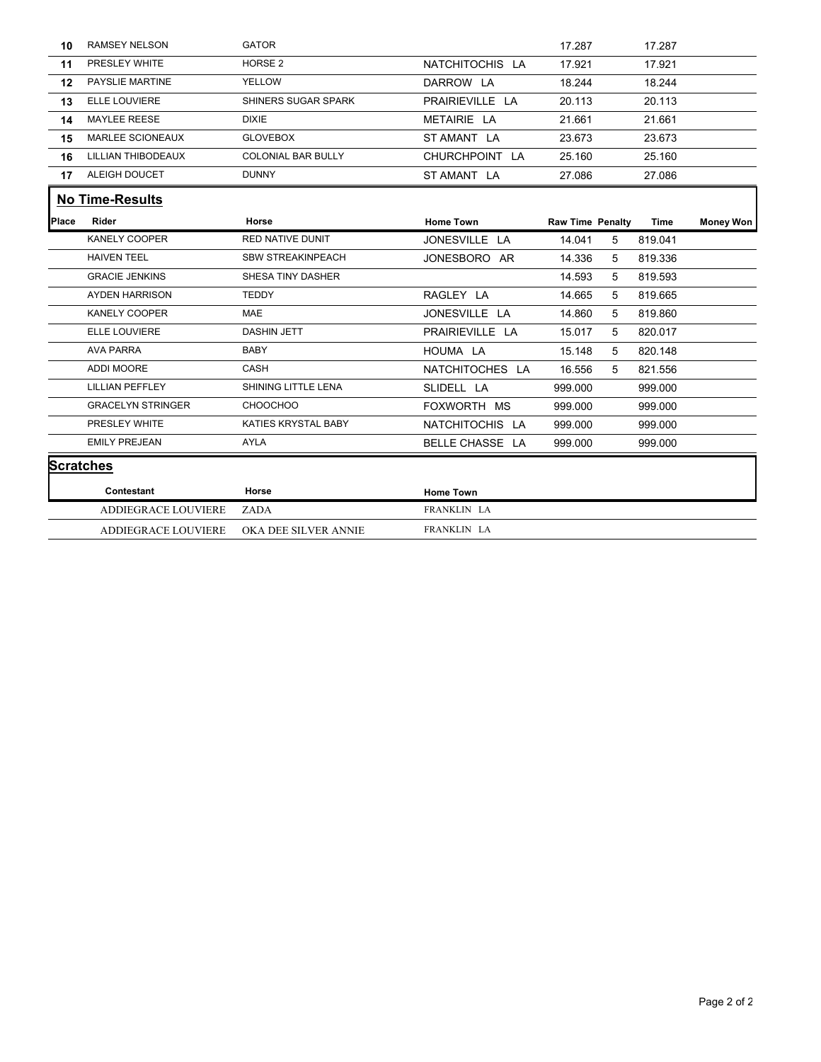| | | | | | | | |
|---|---|---|---|---|---|---|---|
| 10 | RAMSEY NELSON | GATOR | | 17.287 | | 17.287 | |
| 11 | PRESLEY WHITE | HORSE 2 | NATCHITOCHIS LA | 17.921 | | 17.921 | |
| 12 | PAYSLIE MARTINE | YELLOW | DARROW LA | 18.244 | | 18.244 | |
| 13 | ELLE LOUVIERE | SHINERS SUGAR SPARK | PRAIRIEVILLE LA | 20.113 | | 20.113 | |
| 14 | MAYLEE REESE | DIXIE | METAIRIE LA | 21.661 | | 21.661 | |
| 15 | MARLEE SCIONEAUX | GLOVEBOX | ST AMANT LA | 23.673 | | 23.673 | |
| 16 | LILLIAN THIBODEAUX | COLONIAL BAR BULLY | CHURCHPOINT LA | 25.160 | | 25.160 | |
| 17 | ALEIGH DOUCET | DUNNY | ST AMANT LA | 27.086 | | 27.086 | |

## No Time-Results

| Place | Rider | Horse | Home Town | Raw Time | Penalty | Time | Money Won |
|---|---|---|---|---|---|---|---|
| | KANELY COOPER | RED NATIVE DUNIT | JONESVILLE LA | 14.041 | 5 | 819.041 | |
| | HAIVEN TEEL | SBW STREAKINPEACH | JONESBORO AR | 14.336 | 5 | 819.336 | |
| | GRACIE JENKINS | SHESA TINY DASHER | | 14.593 | 5 | 819.593 | |
| | AYDEN HARRISON | TEDDY | RAGLEY LA | 14.665 | 5 | 819.665 | |
| | KANELY COOPER | MAE | JONESVILLE LA | 14.860 | 5 | 819.860 | |
| | ELLE LOUVIERE | DASHIN JETT | PRAIRIEVILLE LA | 15.017 | 5 | 820.017 | |
| | AVA PARRA | BABY | HOUMA LA | 15.148 | 5 | 820.148 | |
| | ADDI MOORE | CASH | NATCHITOCHES LA | 16.556 | 5 | 821.556 | |
| | LILLIAN PEFFLEY | SHINING LITTLE LENA | SLIDELL LA | 999.000 | | 999.000 | |
| | GRACELYN STRINGER | CHOOCHOO | FOXWORTH MS | 999.000 | | 999.000 | |
| | PRESLEY WHITE | KATIES KRYSTAL BABY | NATCHITOCHIS LA | 999.000 | | 999.000 | |
| | EMILY PREJEAN | AYLA | BELLE CHASSE LA | 999.000 | | 999.000 | |

## Scratches

| Contestant | Horse | Home Town |
|---|---|---|
| ADDIEGRACE LOUVIERE | ZADA | FRANKLIN LA |
| ADDIEGRACE LOUVIERE | OKA DEE SILVER ANNIE | FRANKLIN LA |